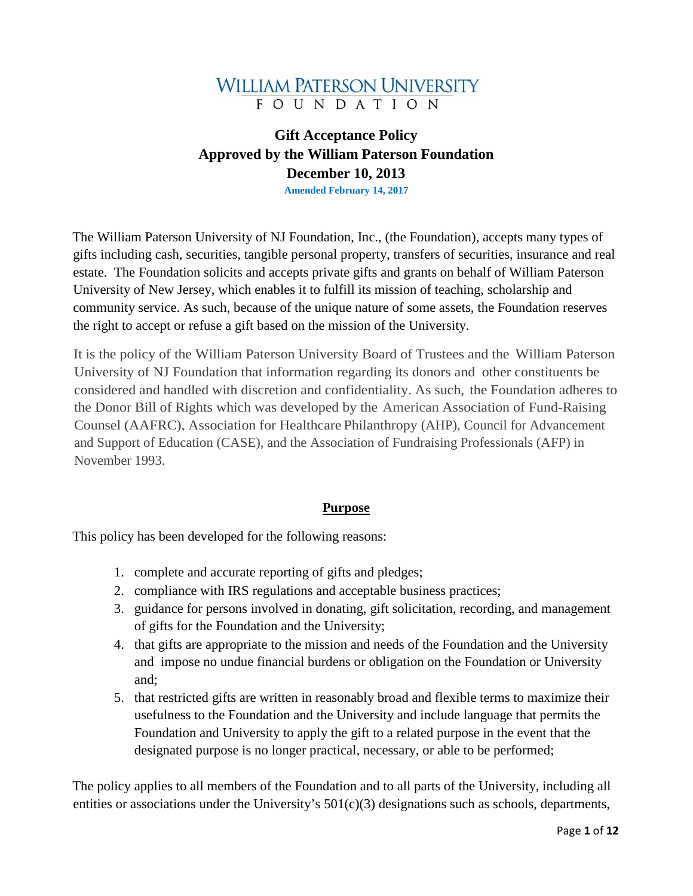# WILLIAM PATERSON UNIVERSITY
FOUNDATION

## Gift Acceptance Policy
## Approved by the William Paterson Foundation
## December 10, 2013

**Amended February 14, 2017**

The William Paterson University of NJ Foundation, Inc., (the Foundation), accepts many types of gifts including cash, securities, tangible personal property, transfers of securities, insurance and real estate. The Foundation solicits and accepts private gifts and grants on behalf of William Paterson University of New Jersey, which enables it to fulfill its mission of teaching, scholarship and community service. As such, because of the unique nature of some assets, the Foundation reserves the right to accept or refuse a gift based on the mission of the University.

It is the policy of the William Paterson University Board of Trustees and the William Paterson University of NJ Foundation that information regarding its donors and other constituents be considered and handled with discretion and confidentiality. As such, the Foundation adheres to the Donor Bill of Rights which was developed by the American Association of Fund-Raising Counsel (AAFRC), Association for Healthcare Philanthropy (AHP), Council for Advancement and Support of Education (CASE), and the Association of Fundraising Professionals (AFP) in November 1993.

### **Purpose**

This policy has been developed for the following reasons:

1. complete and accurate reporting of gifts and pledges;
2. compliance with IRS regulations and acceptable business practices;
3. guidance for persons involved in donating, gift solicitation, recording, and management of gifts for the Foundation and the University;
4. that gifts are appropriate to the mission and needs of the Foundation and the University and impose no undue financial burdens or obligation on the Foundation or University and;
5. that restricted gifts are written in reasonably broad and flexible terms to maximize their usefulness to the Foundation and the University and include language that permits the Foundation and University to apply the gift to a related purpose in the event that the designated purpose is no longer practical, necessary, or able to be performed;

The policy applies to all members of the Foundation and to all parts of the University, including all entities or associations under the University's 501(c)(3) designations such as schools, departments,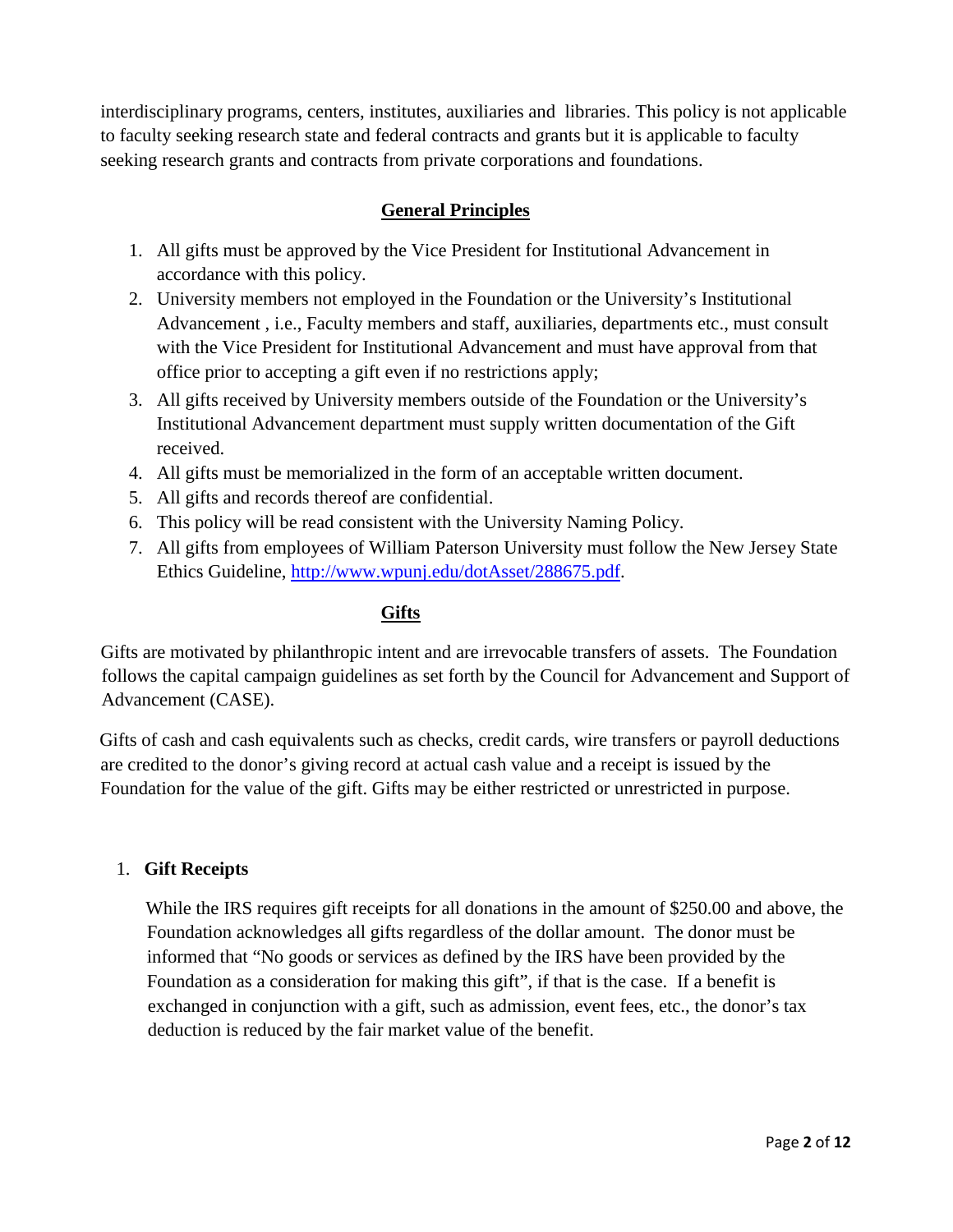interdisciplinary programs, centers, institutes, auxiliaries and libraries. This policy is not applicable to faculty seeking research state and federal contracts and grants but it is applicable to faculty seeking research grants and contracts from private corporations and foundations.

## General Principles

1. All gifts must be approved by the Vice President for Institutional Advancement in accordance with this policy.
2. University members not employed in the Foundation or the University's Institutional Advancement , i.e., Faculty members and staff, auxiliaries, departments etc., must consult with the Vice President for Institutional Advancement and must have approval from that office prior to accepting a gift even if no restrictions apply;
3. All gifts received by University members outside of the Foundation or the University's Institutional Advancement department must supply written documentation of the Gift received.
4. All gifts must be memorialized in the form of an acceptable written document.
5. All gifts and records thereof are confidential.
6. This policy will be read consistent with the University Naming Policy.
7. All gifts from employees of William Paterson University must follow the New Jersey State Ethics Guideline, http://www.wpunj.edu/dotAsset/288675.pdf.

## Gifts

Gifts are motivated by philanthropic intent and are irrevocable transfers of assets. The Foundation follows the capital campaign guidelines as set forth by the Council for Advancement and Support of Advancement (CASE).

Gifts of cash and cash equivalents such as checks, credit cards, wire transfers or payroll deductions are credited to the donor's giving record at actual cash value and a receipt is issued by the Foundation for the value of the gift. Gifts may be either restricted or unrestricted in purpose.

### 1. Gift Receipts

While the IRS requires gift receipts for all donations in the amount of $250.00 and above, the Foundation acknowledges all gifts regardless of the dollar amount. The donor must be informed that "No goods or services as defined by the IRS have been provided by the Foundation as a consideration for making this gift", if that is the case. If a benefit is exchanged in conjunction with a gift, such as admission, event fees, etc., the donor's tax deduction is reduced by the fair market value of the benefit.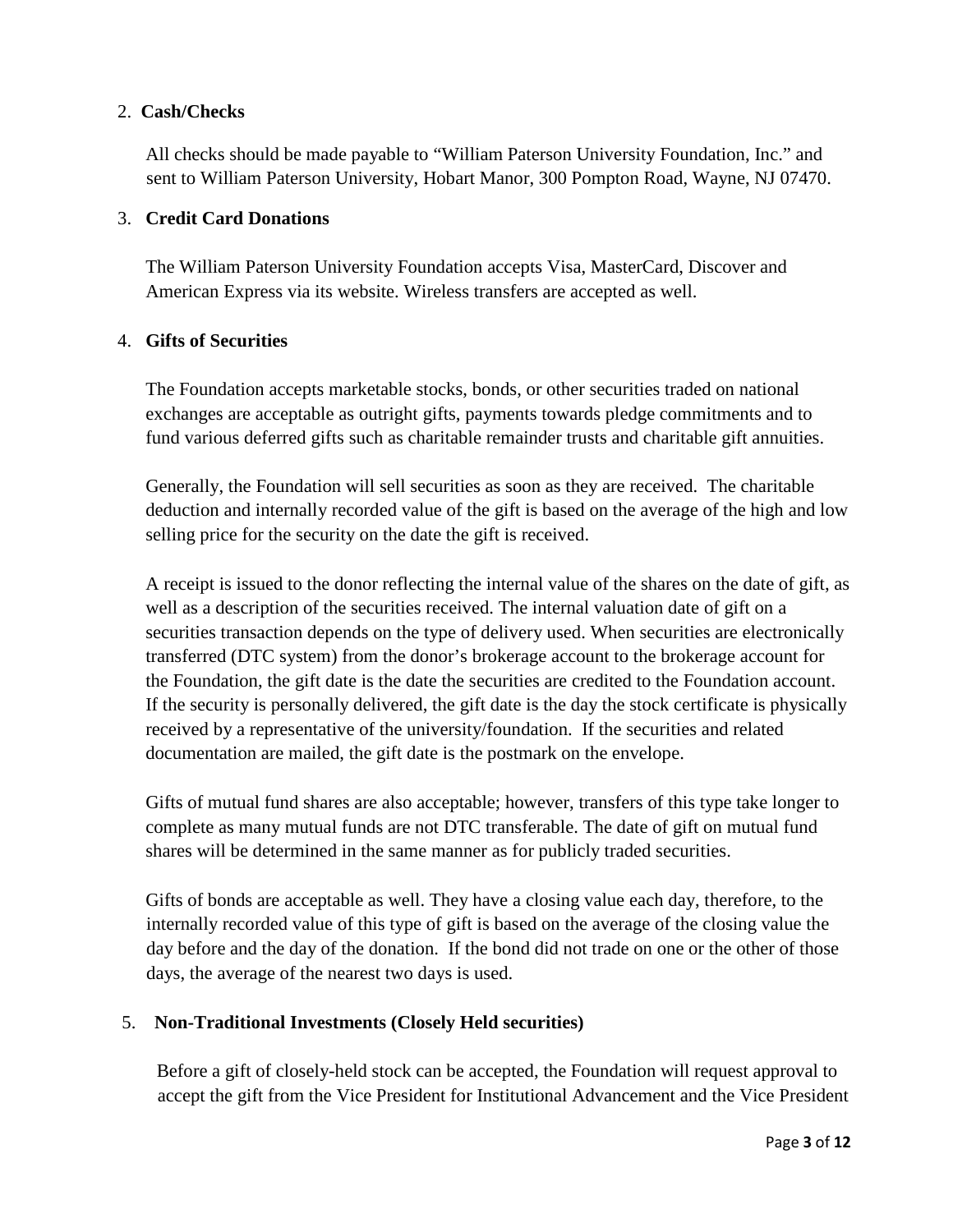2. **Cash/Checks**

   All checks should be made payable to "William Paterson University Foundation, Inc." and sent to William Paterson University, Hobart Manor, 300 Pompton Road, Wayne, NJ 07470.

3. **Credit Card Donations**

   The William Paterson University Foundation accepts Visa, MasterCard, Discover and American Express via its website. Wireless transfers are accepted as well.

4. **Gifts of Securities**

   The Foundation accepts marketable stocks, bonds, or other securities traded on national exchanges are acceptable as outright gifts, payments towards pledge commitments and to fund various deferred gifts such as charitable remainder trusts and charitable gift annuities.

   Generally, the Foundation will sell securities as soon as they are received. The charitable deduction and internally recorded value of the gift is based on the average of the high and low selling price for the security on the date the gift is received.

   A receipt is issued to the donor reflecting the internal value of the shares on the date of gift, as well as a description of the securities received. The internal valuation date of gift on a securities transaction depends on the type of delivery used. When securities are electronically transferred (DTC system) from the donor's brokerage account to the brokerage account for the Foundation, the gift date is the date the securities are credited to the Foundation account. If the security is personally delivered, the gift date is the day the stock certificate is physically received by a representative of the university/foundation. If the securities and related documentation are mailed, the gift date is the postmark on the envelope.

   Gifts of mutual fund shares are also acceptable; however, transfers of this type take longer to complete as many mutual funds are not DTC transferable. The date of gift on mutual fund shares will be determined in the same manner as for publicly traded securities.

   Gifts of bonds are acceptable as well. They have a closing value each day, therefore, to the internally recorded value of this type of gift is based on the average of the closing value the day before and the day of the donation. If the bond did not trade on one or the other of those days, the average of the nearest two days is used.

5. **Non-Traditional Investments (Closely Held securities)**

   Before a gift of closely-held stock can be accepted, the Foundation will request approval to accept the gift from the Vice President for Institutional Advancement and the Vice President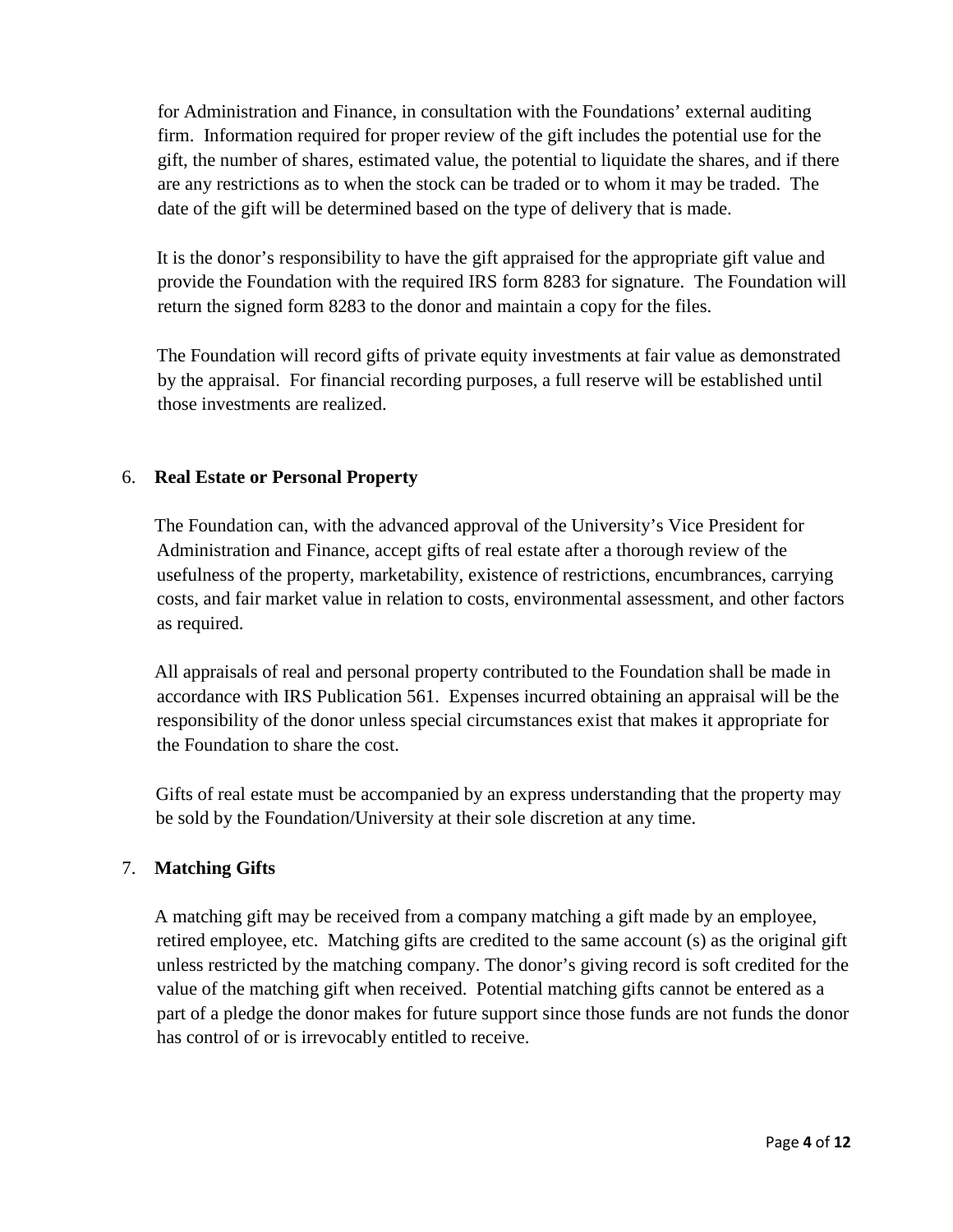for Administration and Finance, in consultation with the Foundations' external auditing firm. Information required for proper review of the gift includes the potential use for the gift, the number of shares, estimated value, the potential to liquidate the shares, and if there are any restrictions as to when the stock can be traded or to whom it may be traded. The date of the gift will be determined based on the type of delivery that is made.

It is the donor's responsibility to have the gift appraised for the appropriate gift value and provide the Foundation with the required IRS form 8283 for signature. The Foundation will return the signed form 8283 to the donor and maintain a copy for the files.

The Foundation will record gifts of private equity investments at fair value as demonstrated by the appraisal. For financial recording purposes, a full reserve will be established until those investments are realized.

6. **Real Estate or Personal Property**

The Foundation can, with the advanced approval of the University's Vice President for Administration and Finance, accept gifts of real estate after a thorough review of the usefulness of the property, marketability, existence of restrictions, encumbrances, carrying costs, and fair market value in relation to costs, environmental assessment, and other factors as required.

All appraisals of real and personal property contributed to the Foundation shall be made in accordance with IRS Publication 561. Expenses incurred obtaining an appraisal will be the responsibility of the donor unless special circumstances exist that makes it appropriate for the Foundation to share the cost.

Gifts of real estate must be accompanied by an express understanding that the property may be sold by the Foundation/University at their sole discretion at any time.

7. **Matching Gifts**

A matching gift may be received from a company matching a gift made by an employee, retired employee, etc. Matching gifts are credited to the same account (s) as the original gift unless restricted by the matching company. The donor's giving record is soft credited for the value of the matching gift when received. Potential matching gifts cannot be entered as a part of a pledge the donor makes for future support since those funds are not funds the donor has control of or is irrevocably entitled to receive.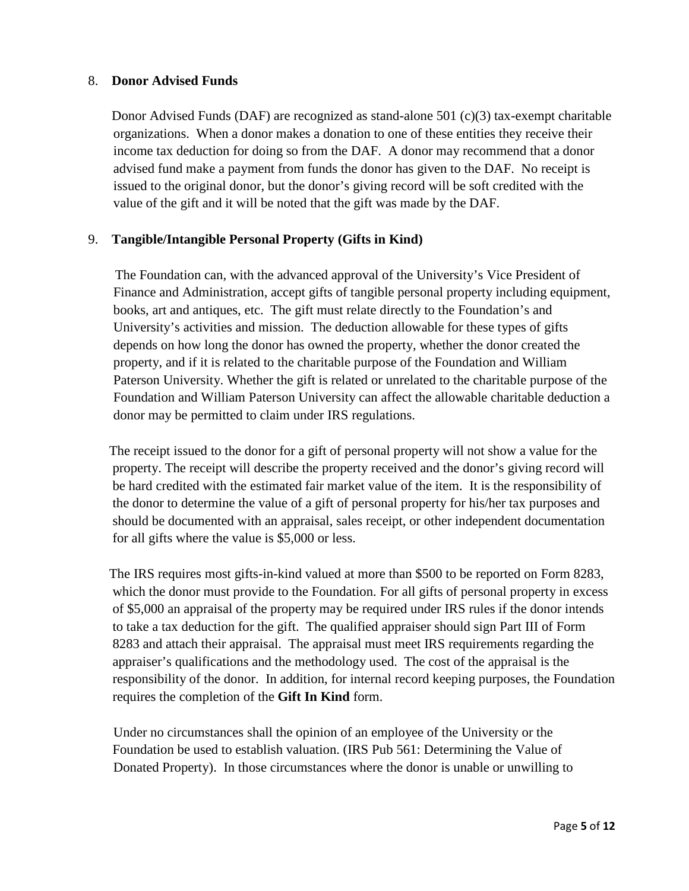## 8. **Donor Advised Funds**

Donor Advised Funds (DAF) are recognized as stand-alone 501 (c)(3) tax-exempt charitable organizations. When a donor makes a donation to one of these entities they receive their income tax deduction for doing so from the DAF. A donor may recommend that a donor advised fund make a payment from funds the donor has given to the DAF. No receipt is issued to the original donor, but the donor's giving record will be soft credited with the value of the gift and it will be noted that the gift was made by the DAF.

## 9. **Tangible/Intangible Personal Property (Gifts in Kind)**

The Foundation can, with the advanced approval of the University's Vice President of Finance and Administration, accept gifts of tangible personal property including equipment, books, art and antiques, etc. The gift must relate directly to the Foundation's and University's activities and mission. The deduction allowable for these types of gifts depends on how long the donor has owned the property, whether the donor created the property, and if it is related to the charitable purpose of the Foundation and William Paterson University. Whether the gift is related or unrelated to the charitable purpose of the Foundation and William Paterson University can affect the allowable charitable deduction a donor may be permitted to claim under IRS regulations.

The receipt issued to the donor for a gift of personal property will not show a value for the property. The receipt will describe the property received and the donor's giving record will be hard credited with the estimated fair market value of the item. It is the responsibility of the donor to determine the value of a gift of personal property for his/her tax purposes and should be documented with an appraisal, sales receipt, or other independent documentation for all gifts where the value is $5,000 or less.

The IRS requires most gifts-in-kind valued at more than $500 to be reported on Form 8283, which the donor must provide to the Foundation. For all gifts of personal property in excess of $5,000 an appraisal of the property may be required under IRS rules if the donor intends to take a tax deduction for the gift. The qualified appraiser should sign Part III of Form 8283 and attach their appraisal. The appraisal must meet IRS requirements regarding the appraiser's qualifications and the methodology used. The cost of the appraisal is the responsibility of the donor. In addition, for internal record keeping purposes, the Foundation requires the completion of the **Gift In Kind** form.

Under no circumstances shall the opinion of an employee of the University or the Foundation be used to establish valuation. (IRS Pub 561: Determining the Value of Donated Property). In those circumstances where the donor is unable or unwilling to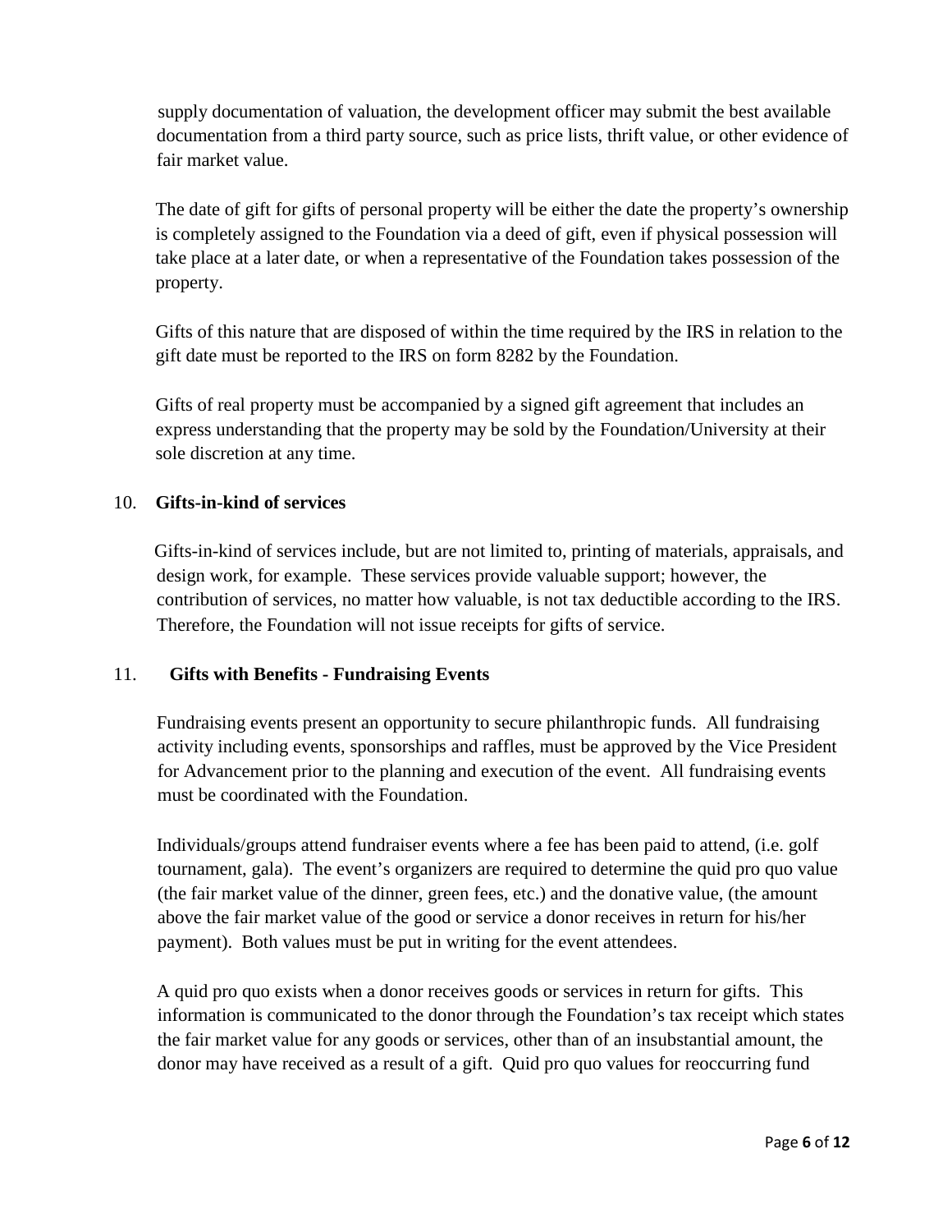supply documentation of valuation, the development officer may submit the best available documentation from a third party source, such as price lists, thrift value, or other evidence of fair market value.

The date of gift for gifts of personal property will be either the date the property's ownership is completely assigned to the Foundation via a deed of gift, even if physical possession will take place at a later date, or when a representative of the Foundation takes possession of the property.

Gifts of this nature that are disposed of within the time required by the IRS in relation to the gift date must be reported to the IRS on form 8282 by the Foundation.

Gifts of real property must be accompanied by a signed gift agreement that includes an express understanding that the property may be sold by the Foundation/University at their sole discretion at any time.

10. **Gifts-in-kind of services**

Gifts-in-kind of services include, but are not limited to, printing of materials, appraisals, and design work, for example. These services provide valuable support; however, the contribution of services, no matter how valuable, is not tax deductible according to the IRS. Therefore, the Foundation will not issue receipts for gifts of service.

11. **Gifts with Benefits - Fundraising Events**

Fundraising events present an opportunity to secure philanthropic funds. All fundraising activity including events, sponsorships and raffles, must be approved by the Vice President for Advancement prior to the planning and execution of the event. All fundraising events must be coordinated with the Foundation.

Individuals/groups attend fundraiser events where a fee has been paid to attend, (i.e. golf tournament, gala). The event's organizers are required to determine the quid pro quo value (the fair market value of the dinner, green fees, etc.) and the donative value, (the amount above the fair market value of the good or service a donor receives in return for his/her payment). Both values must be put in writing for the event attendees.

A quid pro quo exists when a donor receives goods or services in return for gifts. This information is communicated to the donor through the Foundation's tax receipt which states the fair market value for any goods or services, other than of an insubstantial amount, the donor may have received as a result of a gift. Quid pro quo values for reoccurring fund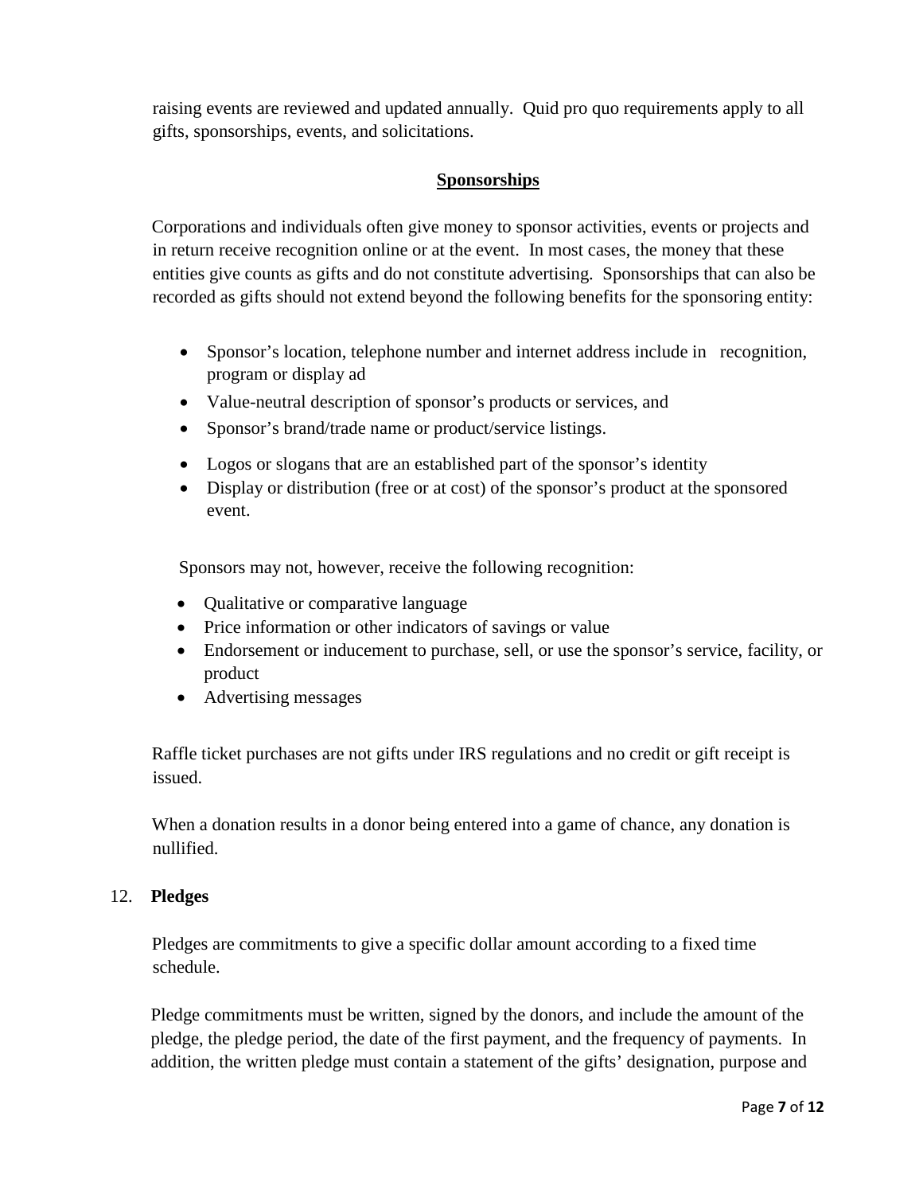raising events are reviewed and updated annually. Quid pro quo requirements apply to all gifts, sponsorships, events, and solicitations.

**<u>Sponsorships</u>**

Corporations and individuals often give money to sponsor activities, events or projects and in return receive recognition online or at the event. In most cases, the money that these entities give counts as gifts and do not constitute advertising. Sponsorships that can also be recorded as gifts should not extend beyond the following benefits for the sponsoring entity:

- Sponsor's location, telephone number and internet address include in recognition, program or display ad
- Value-neutral description of sponsor's products or services, and
- Sponsor's brand/trade name or product/service listings.
- Logos or slogans that are an established part of the sponsor's identity
- Display or distribution (free or at cost) of the sponsor's product at the sponsored event.

Sponsors may not, however, receive the following recognition:

- Qualitative or comparative language
- Price information or other indicators of savings or value
- Endorsement or inducement to purchase, sell, or use the sponsor's service, facility, or product
- Advertising messages

Raffle ticket purchases are not gifts under IRS regulations and no credit or gift receipt is issued.

When a donation results in a donor being entered into a game of chance, any donation is nullified.

12. **Pledges**

Pledges are commitments to give a specific dollar amount according to a fixed time schedule.

Pledge commitments must be written, signed by the donors, and include the amount of the pledge, the pledge period, the date of the first payment, and the frequency of payments. In addition, the written pledge must contain a statement of the gifts' designation, purpose and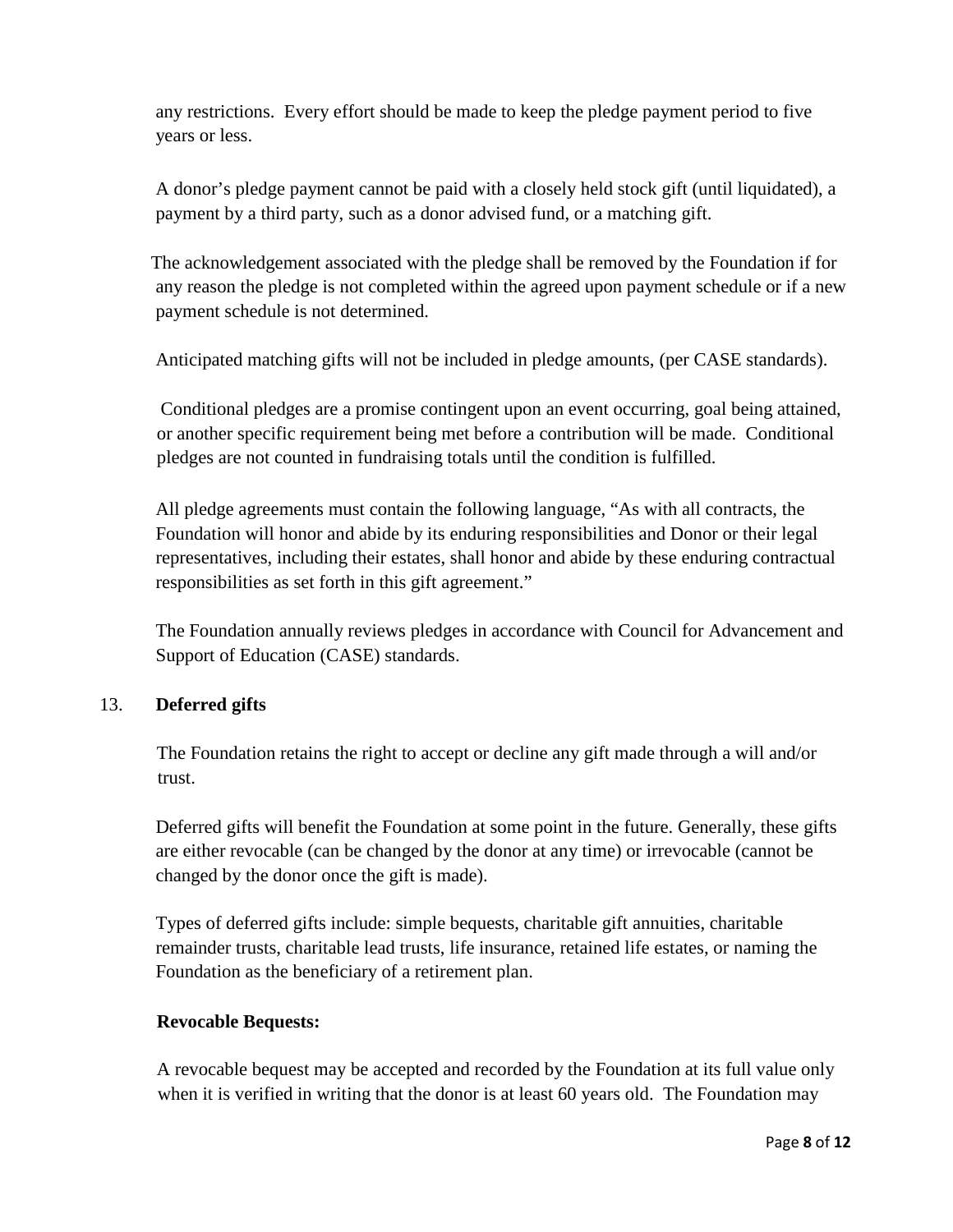any restrictions. Every effort should be made to keep the pledge payment period to five years or less.

A donor's pledge payment cannot be paid with a closely held stock gift (until liquidated), a payment by a third party, such as a donor advised fund, or a matching gift.

The acknowledgement associated with the pledge shall be removed by the Foundation if for any reason the pledge is not completed within the agreed upon payment schedule or if a new payment schedule is not determined.

Anticipated matching gifts will not be included in pledge amounts, (per CASE standards).

Conditional pledges are a promise contingent upon an event occurring, goal being attained, or another specific requirement being met before a contribution will be made. Conditional pledges are not counted in fundraising totals until the condition is fulfilled.

All pledge agreements must contain the following language, "As with all contracts, the Foundation will honor and abide by its enduring responsibilities and Donor or their legal representatives, including their estates, shall honor and abide by these enduring contractual responsibilities as set forth in this gift agreement."

The Foundation annually reviews pledges in accordance with Council for Advancement and Support of Education (CASE) standards.

13. **Deferred gifts**

The Foundation retains the right to accept or decline any gift made through a will and/or trust.

Deferred gifts will benefit the Foundation at some point in the future. Generally, these gifts are either revocable (can be changed by the donor at any time) or irrevocable (cannot be changed by the donor once the gift is made).

Types of deferred gifts include: simple bequests, charitable gift annuities, charitable remainder trusts, charitable lead trusts, life insurance, retained life estates, or naming the Foundation as the beneficiary of a retirement plan.

**Revocable Bequests:**

A revocable bequest may be accepted and recorded by the Foundation at its full value only when it is verified in writing that the donor is at least 60 years old. The Foundation may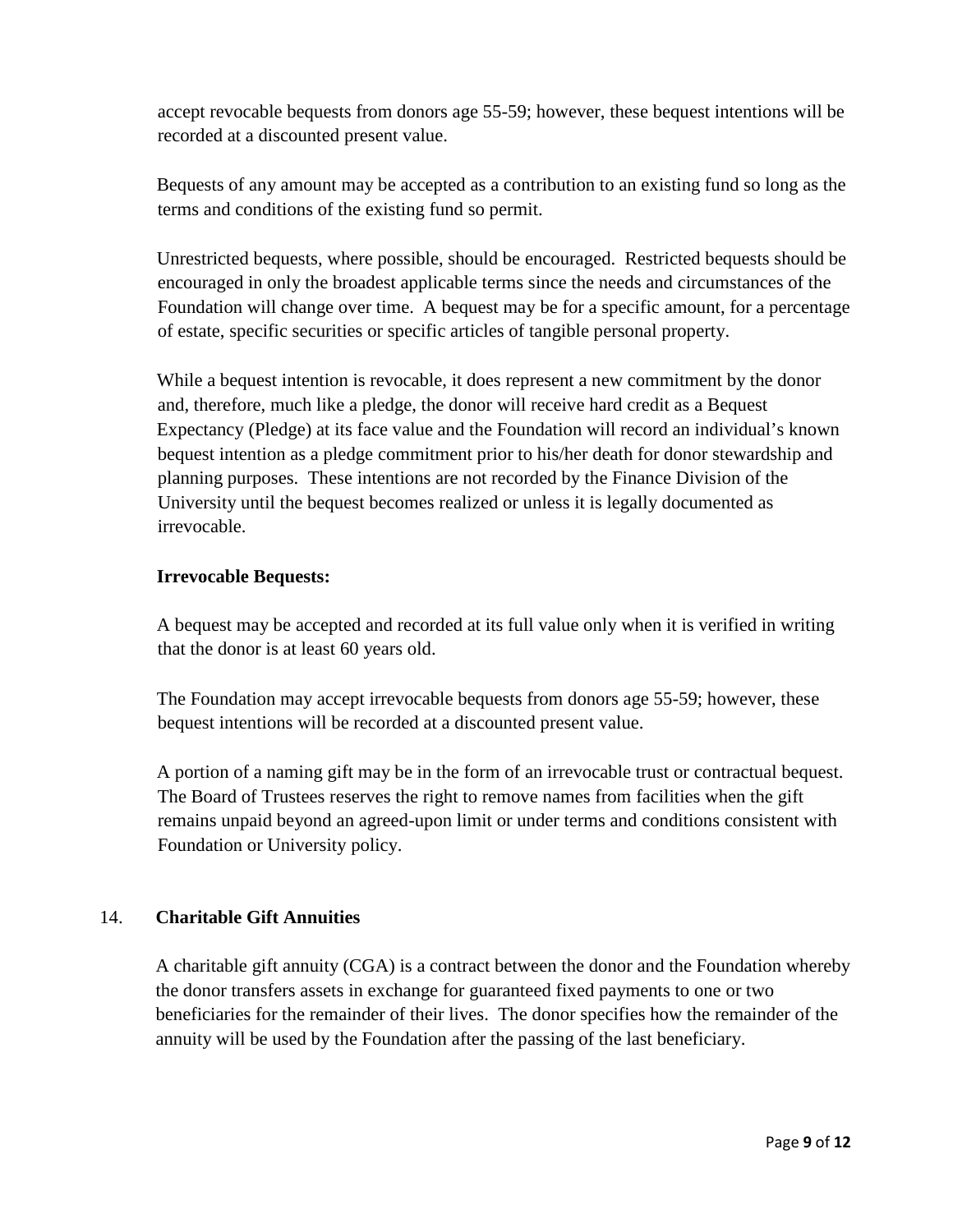accept revocable bequests from donors age 55-59; however, these bequest intentions will be recorded at a discounted present value.

Bequests of any amount may be accepted as a contribution to an existing fund so long as the terms and conditions of the existing fund so permit.

Unrestricted bequests, where possible, should be encouraged. Restricted bequests should be encouraged in only the broadest applicable terms since the needs and circumstances of the Foundation will change over time. A bequest may be for a specific amount, for a percentage of estate, specific securities or specific articles of tangible personal property.

While a bequest intention is revocable, it does represent a new commitment by the donor and, therefore, much like a pledge, the donor will receive hard credit as a Bequest Expectancy (Pledge) at its face value and the Foundation will record an individual's known bequest intention as a pledge commitment prior to his/her death for donor stewardship and planning purposes. These intentions are not recorded by the Finance Division of the University until the bequest becomes realized or unless it is legally documented as irrevocable.

**Irrevocable Bequests:**

A bequest may be accepted and recorded at its full value only when it is verified in writing that the donor is at least 60 years old.

The Foundation may accept irrevocable bequests from donors age 55-59; however, these bequest intentions will be recorded at a discounted present value.

A portion of a naming gift may be in the form of an irrevocable trust or contractual bequest. The Board of Trustees reserves the right to remove names from facilities when the gift remains unpaid beyond an agreed-upon limit or under terms and conditions consistent with Foundation or University policy.

## 14. Charitable Gift Annuities

A charitable gift annuity (CGA) is a contract between the donor and the Foundation whereby the donor transfers assets in exchange for guaranteed fixed payments to one or two beneficiaries for the remainder of their lives. The donor specifies how the remainder of the annuity will be used by the Foundation after the passing of the last beneficiary.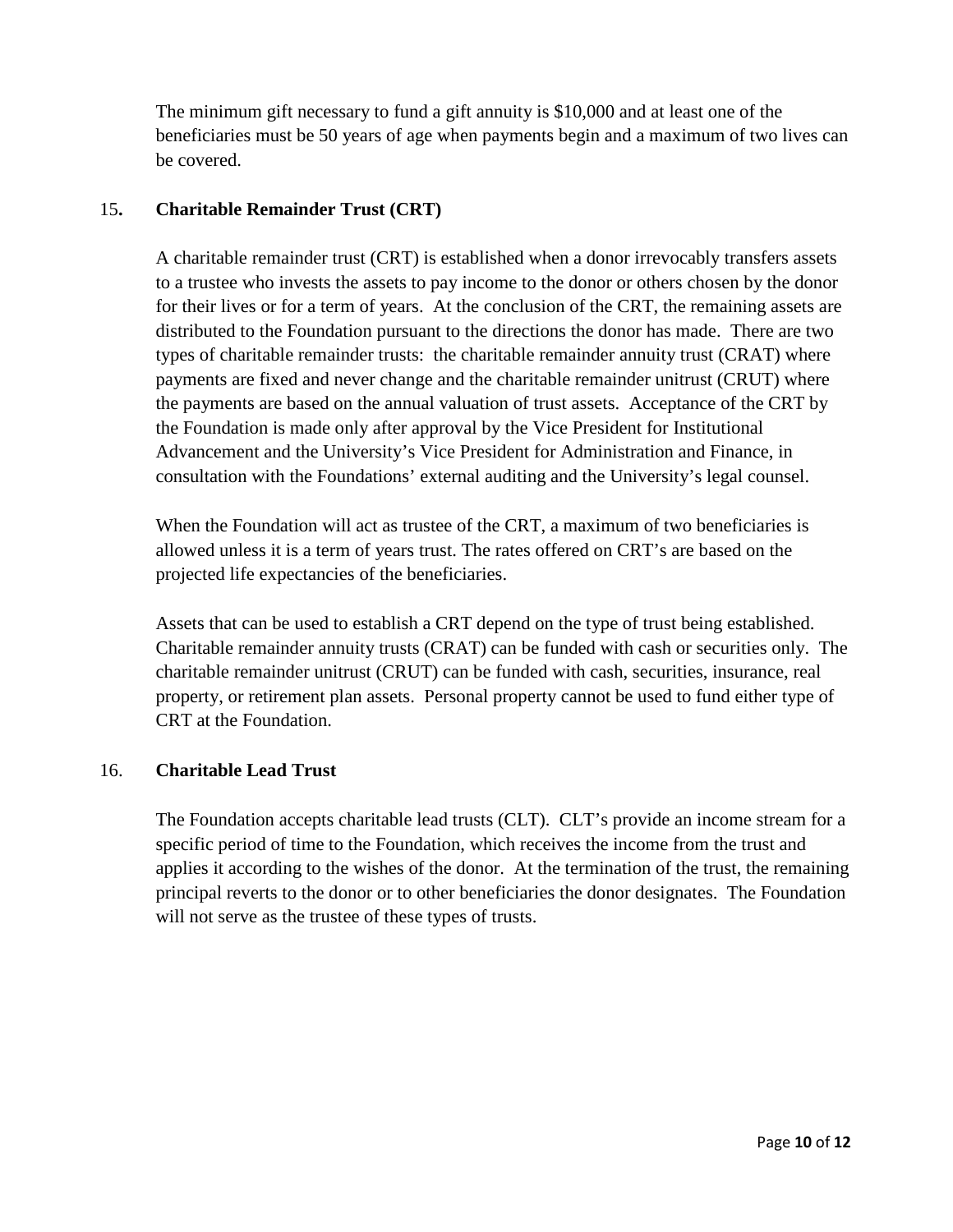The minimum gift necessary to fund a gift annuity is $10,000 and at least one of the beneficiaries must be 50 years of age when payments begin and a maximum of two lives can be covered.

### 15. Charitable Remainder Trust (CRT)

A charitable remainder trust (CRT) is established when a donor irrevocably transfers assets to a trustee who invests the assets to pay income to the donor or others chosen by the donor for their lives or for a term of years. At the conclusion of the CRT, the remaining assets are distributed to the Foundation pursuant to the directions the donor has made. There are two types of charitable remainder trusts: the charitable remainder annuity trust (CRAT) where payments are fixed and never change and the charitable remainder unitrust (CRUT) where the payments are based on the annual valuation of trust assets. Acceptance of the CRT by the Foundation is made only after approval by the Vice President for Institutional Advancement and the University's Vice President for Administration and Finance, in consultation with the Foundations' external auditing and the University's legal counsel.

When the Foundation will act as trustee of the CRT, a maximum of two beneficiaries is allowed unless it is a term of years trust. The rates offered on CRT's are based on the projected life expectancies of the beneficiaries.

Assets that can be used to establish a CRT depend on the type of trust being established. Charitable remainder annuity trusts (CRAT) can be funded with cash or securities only. The charitable remainder unitrust (CRUT) can be funded with cash, securities, insurance, real property, or retirement plan assets. Personal property cannot be used to fund either type of CRT at the Foundation.

### 16. Charitable Lead Trust

The Foundation accepts charitable lead trusts (CLT). CLT's provide an income stream for a specific period of time to the Foundation, which receives the income from the trust and applies it according to the wishes of the donor. At the termination of the trust, the remaining principal reverts to the donor or to other beneficiaries the donor designates. The Foundation will not serve as the trustee of these types of trusts.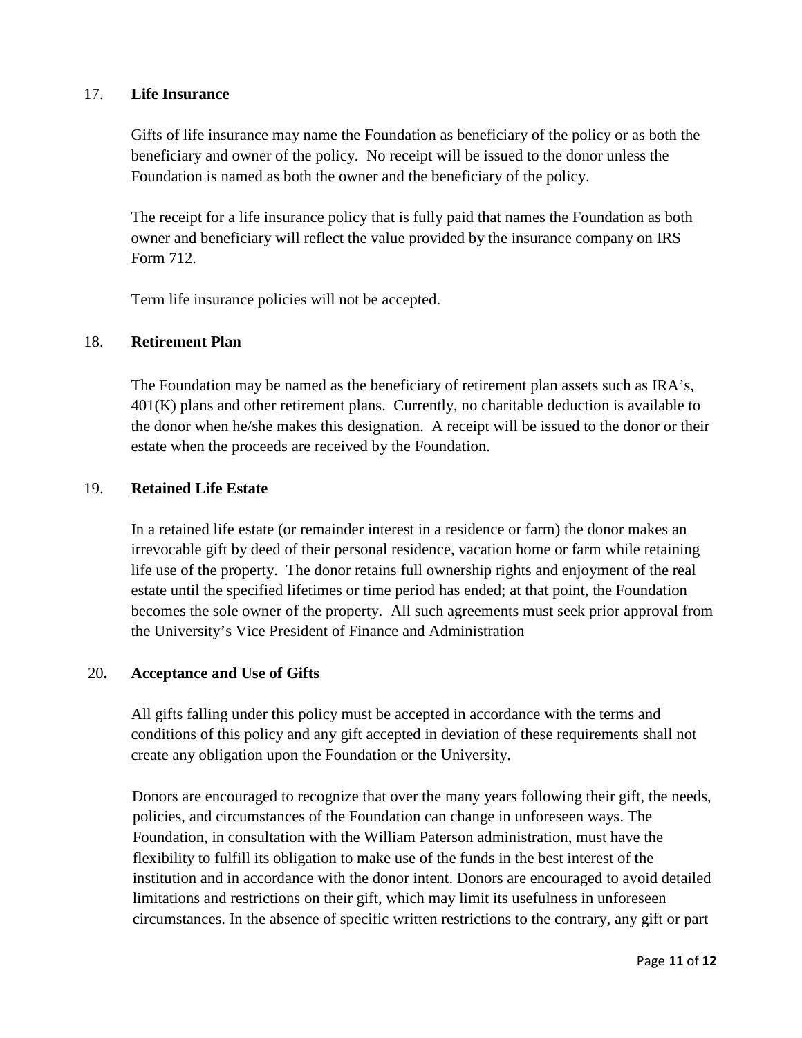17. **Life Insurance**

Gifts of life insurance may name the Foundation as beneficiary of the policy or as both the beneficiary and owner of the policy. No receipt will be issued to the donor unless the Foundation is named as both the owner and the beneficiary of the policy.

The receipt for a life insurance policy that is fully paid that names the Foundation as both owner and beneficiary will reflect the value provided by the insurance company on IRS Form 712.

Term life insurance policies will not be accepted.

18. **Retirement Plan**

The Foundation may be named as the beneficiary of retirement plan assets such as IRA's, 401(K) plans and other retirement plans. Currently, no charitable deduction is available to the donor when he/she makes this designation. A receipt will be issued to the donor or their estate when the proceeds are received by the Foundation.

19. **Retained Life Estate**

In a retained life estate (or remainder interest in a residence or farm) the donor makes an irrevocable gift by deed of their personal residence, vacation home or farm while retaining life use of the property. The donor retains full ownership rights and enjoyment of the real estate until the specified lifetimes or time period has ended; at that point, the Foundation becomes the sole owner of the property. All such agreements must seek prior approval from the University's Vice President of Finance and Administration

20**.** **Acceptance and Use of Gifts**

All gifts falling under this policy must be accepted in accordance with the terms and conditions of this policy and any gift accepted in deviation of these requirements shall not create any obligation upon the Foundation or the University.

Donors are encouraged to recognize that over the many years following their gift, the needs, policies, and circumstances of the Foundation can change in unforeseen ways. The Foundation, in consultation with the William Paterson administration, must have the flexibility to fulfill its obligation to make use of the funds in the best interest of the institution and in accordance with the donor intent. Donors are encouraged to avoid detailed limitations and restrictions on their gift, which may limit its usefulness in unforeseen circumstances. In the absence of specific written restrictions to the contrary, any gift or part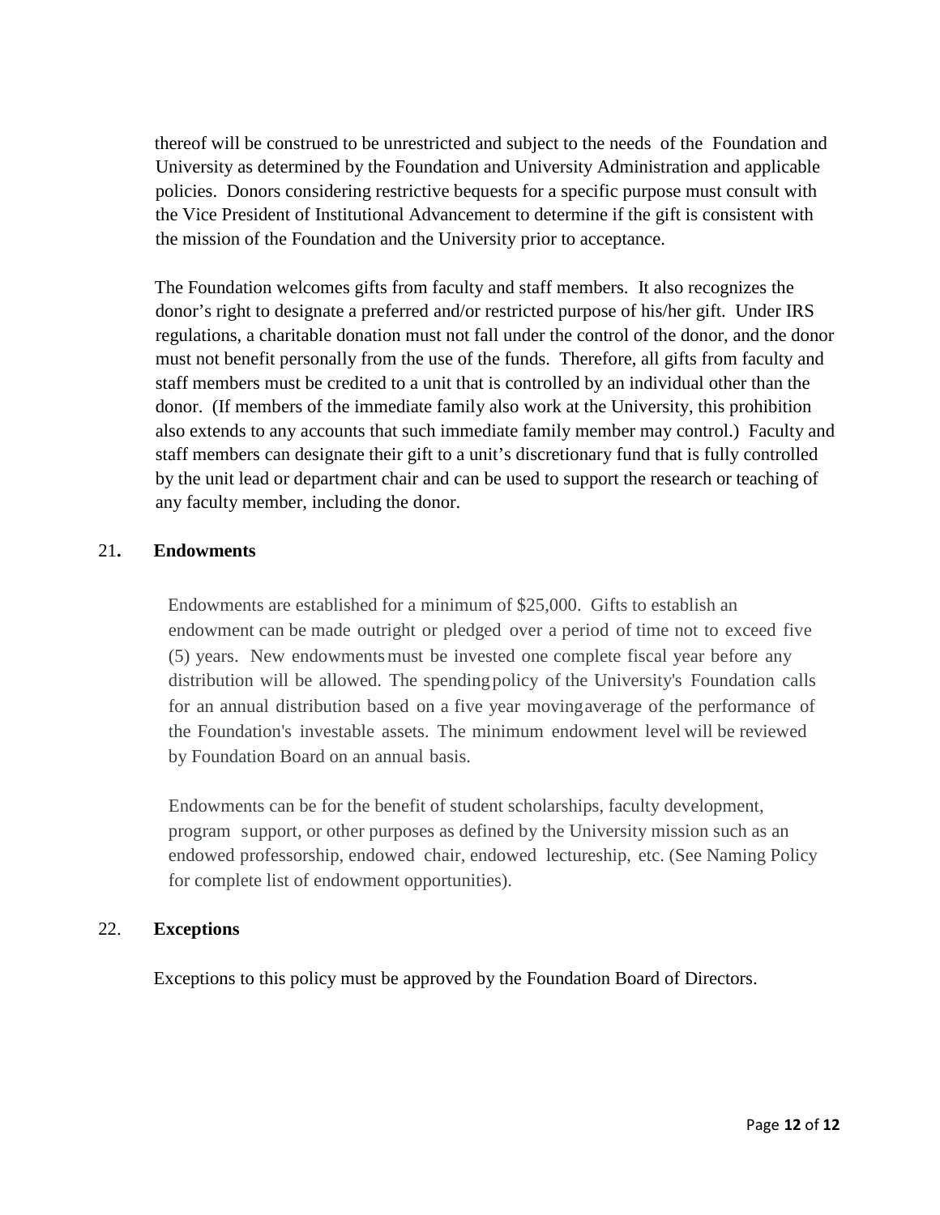thereof will be construed to be unrestricted and subject to the needs of the Foundation and University as determined by the Foundation and University Administration and applicable policies. Donors considering restrictive bequests for a specific purpose must consult with the Vice President of Institutional Advancement to determine if the gift is consistent with the mission of the Foundation and the University prior to acceptance.

The Foundation welcomes gifts from faculty and staff members. It also recognizes the donor's right to designate a preferred and/or restricted purpose of his/her gift. Under IRS regulations, a charitable donation must not fall under the control of the donor, and the donor must not benefit personally from the use of the funds. Therefore, all gifts from faculty and staff members must be credited to a unit that is controlled by an individual other than the donor. (If members of the immediate family also work at the University, this prohibition also extends to any accounts that such immediate family member may control.) Faculty and staff members can designate their gift to a unit's discretionary fund that is fully controlled by the unit lead or department chair and can be used to support the research or teaching of any faculty member, including the donor.

## 21. Endowments

Endowments are established for a minimum of $25,000. Gifts to establish an endowment can be made outright or pledged over a period of time not to exceed five (5) years. New endowments must be invested one complete fiscal year before any distribution will be allowed. The spending policy of the University's Foundation calls for an annual distribution based on a five year moving average of the performance of the Foundation's investable assets. The minimum endowment level will be reviewed by Foundation Board on an annual basis.

Endowments can be for the benefit of student scholarships, faculty development, program support, or other purposes as defined by the University mission such as an endowed professorship, endowed chair, endowed lectureship, etc. (See Naming Policy for complete list of endowment opportunities).

## 22. Exceptions

Exceptions to this policy must be approved by the Foundation Board of Directors.